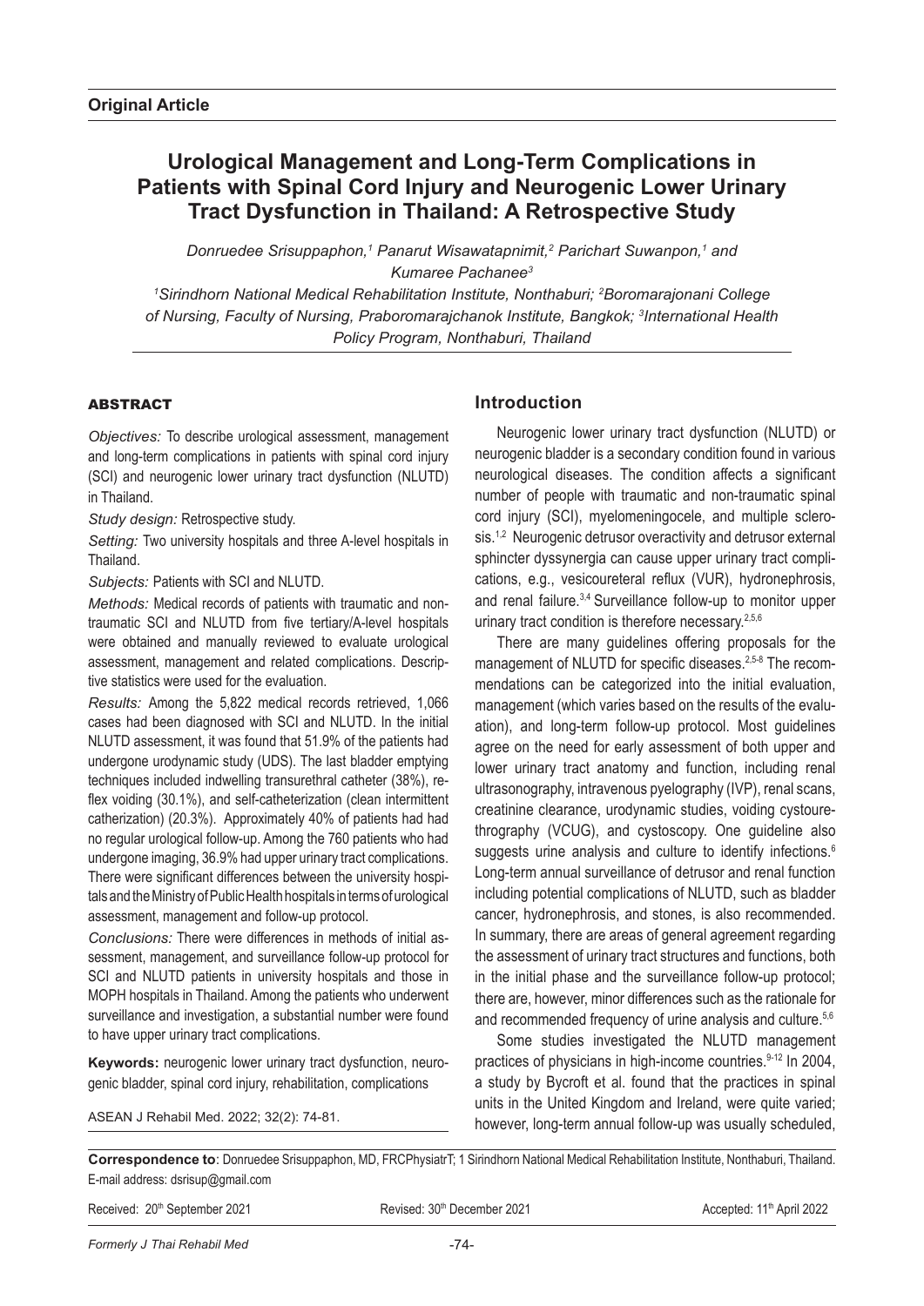**Original Article**

# Urological Management and Long-Term Complications in Patients with Spinal Cord Injury and Neurogenic Lower Urinary Tract Dysfunction in Thailand: A Retrospective Study

*Donruedee Srisuppaphon,[1] Panarut Wisawatapnimit,[2] Parichart Suwanpon,[1] and Kumaree Pachanee[3]*

*[1]Sirindhorn National Medical Rehabilitation Institute, Nonthaburi; [2]Boromarajonani College of Nursing, Faculty of Nursing, Praboromarajchanok Institute, Bangkok; [3]International Health Policy Program, Nonthaburi, Thailand*

## ABSTRACT

*Objectives:* To describe urological assessment, management and long-term complications in patients with spinal cord injury (SCI) and neurogenic lower urinary tract dysfunction (NLUTD) in Thailand.

*Study design:* Retrospective study.

*Setting:* Two university hospitals and three A-level hospitals in Thailand.

*Subjects:* Patients with SCI and NLUTD.

*Methods:* Medical records of patients with traumatic and non-traumatic SCI and NLUTD from five tertiary/A-level hospitals were obtained and manually reviewed to evaluate urological assessment, management and related complications. Descriptive statistics were used for the evaluation.

*Results:* Among the 5,822 medical records retrieved, 1,066 cases had been diagnosed with SCI and NLUTD. In the initial NLUTD assessment, it was found that 51.9% of the patients had undergone urodynamic study (UDS). The last bladder emptying techniques included indwelling transurethral catheter (38%), reflex voiding (30.1%), and self-catheterization (clean intermittent catherization) (20.3%). Approximately 40% of patients had had no regular urological follow-up. Among the 760 patients who had undergone imaging, 36.9% had upper urinary tract complications. There were significant differences between the university hospitals and the Ministry of Public Health hospitals in terms of urological assessment, management and follow-up protocol.

*Conclusions:* There were differences in methods of initial assessment, management, and surveillance follow-up protocol for SCI and NLUTD patients in university hospitals and those in MOPH hospitals in Thailand. Among the patients who underwent surveillance and investigation, a substantial number were found to have upper urinary tract complications.

**Keywords:** neurogenic lower urinary tract dysfunction, neurogenic bladder, spinal cord injury, rehabilitation, complications

ASEAN J Rehabil Med. 2022; 32(2): 74-81.

## Introduction

Neurogenic lower urinary tract dysfunction (NLUTD) or neurogenic bladder is a secondary condition found in various neurological diseases. The condition affects a significant number of people with traumatic and non-traumatic spinal cord injury (SCI), myelomeningocele, and multiple sclerosis.[1,2] Neurogenic detrusor overactivity and detrusor external sphincter dyssynergia can cause upper urinary tract complications, e.g., vesicoureteral reflux (VUR), hydronephrosis, and renal failure.[3,4] Surveillance follow-up to monitor upper urinary tract condition is therefore necessary.[2,5,6]

There are many guidelines offering proposals for the management of NLUTD for specific diseases.[2,5-8] The recommendations can be categorized into the initial evaluation, management (which varies based on the results of the evaluation), and long-term follow-up protocol. Most guidelines agree on the need for early assessment of both upper and lower urinary tract anatomy and function, including renal ultrasonography, intravenous pyelography (IVP), renal scans, creatinine clearance, urodynamic studies, voiding cystourethrography (VCUG), and cystoscopy. One guideline also suggests urine analysis and culture to identify infections.[6] Long-term annual surveillance of detrusor and renal function including potential complications of NLUTD, such as bladder cancer, hydronephrosis, and stones, is also recommended. In summary, there are areas of general agreement regarding both the assessment of urinary tract structures and functions, both in the initial phase and the surveillance follow-up protocol; there are, however, minor differences such as the rationale for and recommended frequency of urine analysis and culture.[5,6]

Some studies investigated the NLUTD management practices of physicians in high-income countries.[9-12] In 2004, a study by Bycroft et al. found that the practices in spinal units in the United Kingdom and Ireland, were quite varied; however, long-term annual follow-up was usually scheduled,

**Correspondence to**: Donruedee Srisuppaphon, MD, FRCPhysiatrT; 1 Sirindhorn National Medical Rehabilitation Institute, Nonthaburi, Thailand. E-mail address: dsrisup@gmail.com

Received: 20th September 2021 Revised: 30th December 2021 Accepted: 11th April 2022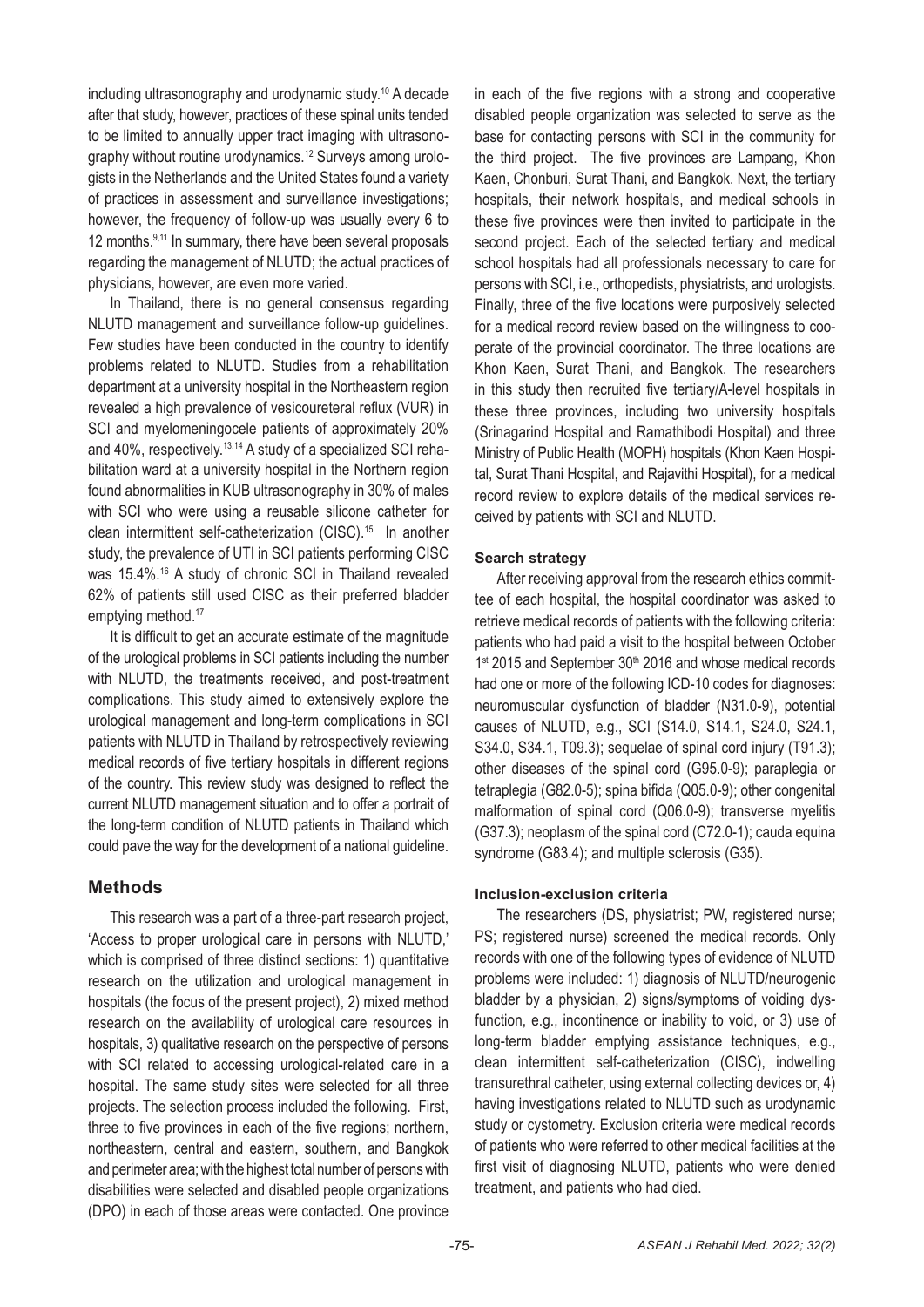including ultrasonography and urodynamic study.[10] A decade after that study, however, practices of these spinal units tended to be limited to annually upper tract imaging with ultrasonography without routine urodynamics.[12] Surveys among urologists in the Netherlands and the United States found a variety of practices in assessment and surveillance investigations; however, the frequency of follow-up was usually every 6 to 12 months.[9,11] In summary, there have been several proposals regarding the management of NLUTD; the actual practices of physicians, however, are even more varied.

In Thailand, there is no general consensus regarding NLUTD management and surveillance follow-up guidelines. Few studies have been conducted in the country to identify problems related to NLUTD. Studies from a rehabilitation department at a university hospital in the Northeastern region revealed a high prevalence of vesicoureteral reflux (VUR) in SCI and myelomeningocele patients of approximately 20% and 40%, respectively.[13,14] A study of a specialized SCI rehabilitation ward at a university hospital in the Northern region found abnormalities in KUB ultrasonography in 30% of males with SCI who were using a reusable silicone catheter for clean intermittent self-catheterization (CISC).[15] In another study, the prevalence of UTI in SCI patients performing CISC was 15.4%.[16] A study of chronic SCI in Thailand revealed 62% of patients still used CISC as their preferred bladder emptying method.[17]

It is difficult to get an accurate estimate of the magnitude of the urological problems in SCI patients including the number with NLUTD, the treatments received, and post-treatment complications. This study aimed to extensively explore the urological management and long-term complications in SCI patients with NLUTD in Thailand by retrospectively reviewing medical records of five tertiary hospitals in different regions of the country. This review study was designed to reflect the current NLUTD management situation and to offer a portrait of the long-term condition of NLUTD patients in Thailand which could pave the way for the development of a national guideline.

## Methods

This research was a part of a three-part research project, 'Access to proper urological care in persons with NLUTD,' which is comprised of three distinct sections: 1) quantitative research on the utilization and urological management in hospitals (the focus of the present project), 2) mixed method research on the availability of urological care resources in hospitals, 3) qualitative research on the perspective of persons with SCI related to accessing urological-related care in a hospital. The same study sites were selected for all three projects. The selection process included the following. First, three to five provinces in each of the five regions; northern, northeastern, central and eastern, southern, and Bangkok and perimeter area; with the highest total number of persons with disabilities were selected and disabled people organizations (DPO) in each of those areas were contacted. One province in each of the five regions with a strong and cooperative disabled people organization was selected to serve as the base for contacting persons with SCI in the community for the third project. The five provinces are Lampang, Khon Kaen, Chonburi, Surat Thani, and Bangkok. Next, the tertiary hospitals, their network hospitals, and medical schools in these five provinces were then invited to participate in the second project. Each of the selected tertiary and medical school hospitals had all professionals necessary to care for persons with SCI, i.e., orthopedists, physiatrists, and urologists. Finally, three of the five locations were purposively selected for a medical record review based on the willingness to cooperate of the provincial coordinator. The three locations are Khon Kaen, Surat Thani, and Bangkok. The researchers in this study then recruited five tertiary/A-level hospitals in these three provinces, including two university hospitals (Srinagarind Hospital and Ramathibodi Hospital) and three Ministry of Public Health (MOPH) hospitals (Khon Kaen Hospital, Surat Thani Hospital, and Rajavithi Hospital), for a medical record review to explore details of the medical services received by patients with SCI and NLUTD.

### Search strategy

After receiving approval from the research ethics committee of each hospital, the hospital coordinator was asked to retrieve medical records of patients with the following criteria: patients who had paid a visit to the hospital between October 1st 2015 and September 30th 2016 and whose medical records had one or more of the following ICD-10 codes for diagnoses: neuromuscular dysfunction of bladder (N31.0-9), potential causes of NLUTD, e.g., SCI (S14.0, S14.1, S24.0, S24.1, S34.0, S34.1, T09.3); sequelae of spinal cord injury (T91.3); other diseases of the spinal cord (G95.0-9); paraplegia or tetraplegia (G82.0-5); spina bifida (Q05.0-9); other congenital malformation of spinal cord (Q06.0-9); transverse myelitis (G37.3); neoplasm of the spinal cord (C72.0-1); cauda equina syndrome (G83.4); and multiple sclerosis (G35).

### Inclusion-exclusion criteria

The researchers (DS, physiatrist; PW, registered nurse; PS; registered nurse) screened the medical records. Only records with one of the following types of evidence of NLUTD problems were included: 1) diagnosis of NLUTD/neurogenic bladder by a physician, 2) signs/symptoms of voiding dysfunction, e.g., incontinence or inability to void, or 3) use of long-term bladder emptying assistance techniques, e.g., clean intermittent self-catheterization (CISC), indwelling transurethral catheter, using external collecting devices or, 4) having investigations related to NLUTD such as urodynamic study or cystometry. Exclusion criteria were medical records of patients who were referred to other medical facilities at the first visit of diagnosing NLUTD, patients who were denied treatment, and patients who had died.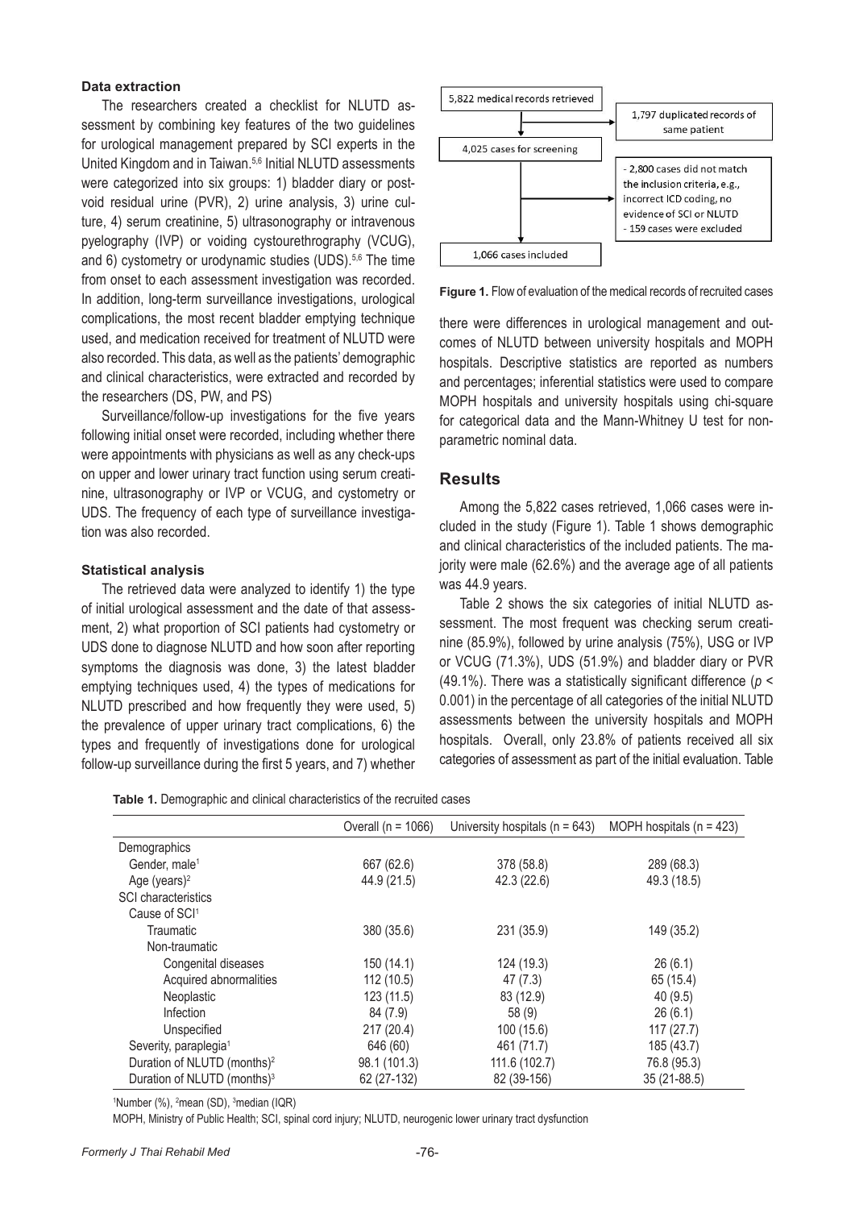#### Data extraction

The researchers created a checklist for NLUTD assessment by combining key features of the two guidelines for urological management prepared by SCI experts in the United Kingdom and in Taiwan.[5,6] Initial NLUTD assessments were categorized into six groups: 1) bladder diary or post-void residual urine (PVR), 2) urine analysis, 3) urine culture, 4) serum creatinine, 5) ultrasonography or intravenous pyelography (IVP) or voiding cystourethrography (VCUG), and 6) cystometry or urodynamic studies (UDS).[5,6] The time from onset to each assessment investigation was recorded. In addition, long-term surveillance investigations, urological complications, the most recent bladder emptying technique used, and medication received for treatment of NLUTD were also recorded. This data, as well as the patients' demographic and clinical characteristics, were extracted and recorded by the researchers (DS, PW, and PS)

Surveillance/follow-up investigations for the five years following initial onset were recorded, including whether there were appointments with physicians as well as any check-ups on upper and lower urinary tract function using serum creatinine, ultrasonography or IVP or VCUG, and cystometry or UDS. The frequency of each type of surveillance investigation was also recorded.

#### Statistical analysis

The retrieved data were analyzed to identify 1) the type of initial urological assessment and the date of that assessment, 2) what proportion of SCI patients had cystometry or UDS done to diagnose NLUTD and how soon after reporting symptoms the diagnosis was done, 3) the latest bladder emptying techniques used, 4) the types of medications for NLUTD prescribed and how frequently they were used, 5) the prevalence of upper urinary tract complications, 6) the types and frequently of investigations done for urological follow-up surveillance during the first 5 years, and 7) whether there were differences in urological management and outcomes of NLUTD between university hospitals and MOPH hospitals. Descriptive statistics are reported as numbers and percentages; inferential statistics were used to compare MOPH hospitals and university hospitals using chi-square for categorical data and the Mann-Whitney U test for non-parametric nominal data.

5,822 medical records retrieved → 1,797 duplicated records of same patient

4,025 cases for screening → - 2,800 cases did not match the inclusion criteria, e.g., incorrect ICD coding, no evidence of SCI or NLUTD; - 159 cases were excluded

1,066 cases included

**Figure 1.** Flow of evaluation of the medical records of recruited cases

## Results

Among the 5,822 cases retrieved, 1,066 cases were included in the study (Figure 1). Table 1 shows demographic and clinical characteristics of the included patients. The majority were male (62.6%) and the average age of all patients was 44.9 years.

Table 2 shows the six categories of initial NLUTD assessment. The most frequent was checking serum creatinine (85.9%), followed by urine analysis (75%), USG or IVP or VCUG (71.3%), UDS (51.9%) and bladder diary or PVR (49.1%). There was a statistically significant difference ($p < 0.001$) in the percentage of all categories of the initial NLUTD assessments between the university hospitals and MOPH hospitals. Overall, only 23.8% of patients received all six categories of assessment as part of the initial evaluation. Table

**Table 1.** Demographic and clinical characteristics of the recruited cases

| | Overall (n = 1066) | University hospitals (n = 643) | MOPH hospitals (n = 423) |
|---|---|---|---|
| Demographics | | | |
| Gender, male[1] | 667 (62.6) | 378 (58.8) | 289 (68.3) |
| Age (years)[2] | 44.9 (21.5) | 42.3 (22.6) | 49.3 (18.5) |
| SCI characteristics | | | |
| Cause of SCI[1] | | | |
| Traumatic | 380 (35.6) | 231 (35.9) | 149 (35.2) |
| Non-traumatic | | | |
| Congenital diseases | 150 (14.1) | 124 (19.3) | 26 (6.1) |
| Acquired abnormalities | 112 (10.5) | 47 (7.3) | 65 (15.4) |
| Neoplastic | 123 (11.5) | 83 (12.9) | 40 (9.5) |
| Infection | 84 (7.9) | 58 (9) | 26 (6.1) |
| Unspecified | 217 (20.4) | 100 (15.6) | 117 (27.7) |
| Severity, paraplegia[1] | 646 (60) | 461 (71.7) | 185 (43.7) |
| Duration of NLUTD (months)[2] | 98.1 (101.3) | 111.6 (102.7) | 76.8 (95.3) |
| Duration of NLUTD (months)[3] | 62 (27-132) | 82 (39-156) | 35 (21-88.5) |

[1]Number (%), [2]mean (SD), [3]median (IQR)

MOPH, Ministry of Public Health; SCI, spinal cord injury; NLUTD, neurogenic lower urinary tract dysfunction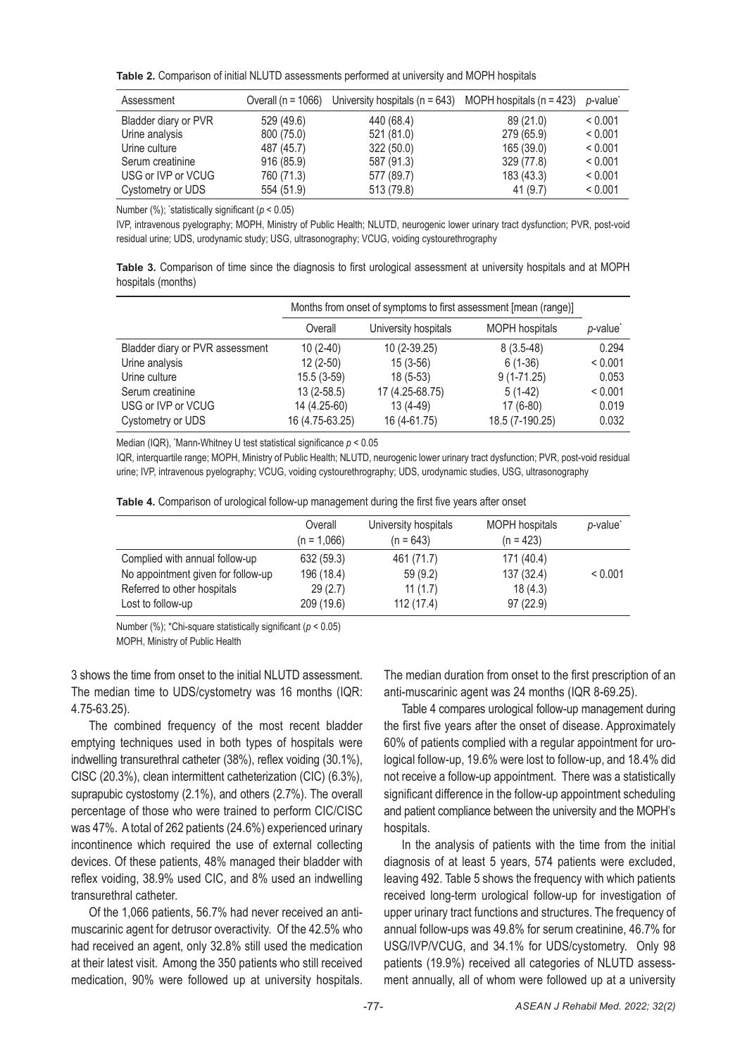**Table 2.** Comparison of initial NLUTD assessments performed at university and MOPH hospitals

| Assessment | Overall (n = 1066) | University hospitals (n = 643) | MOPH hospitals (n = 423) | *p*-value* |
|---|---|---|---|---|
| Bladder diary or PVR | 529 (49.6) | 440 (68.4) | 89 (21.0) | < 0.001 |
| Urine analysis | 800 (75.0) | 521 (81.0) | 279 (65.9) | < 0.001 |
| Urine culture | 487 (45.7) | 322 (50.0) | 165 (39.0) | < 0.001 |
| Serum creatinine | 916 (85.9) | 587 (91.3) | 329 (77.8) | < 0.001 |
| USG or IVP or VCUG | 760 (71.3) | 577 (89.7) | 183 (43.3) | < 0.001 |
| Cystometry or UDS | 554 (51.9) | 513 (79.8) | 41 (9.7) | < 0.001 |

Number (%); *statistically significant ($p < 0.05$)

IVP, intravenous pyelography; MOPH, Ministry of Public Health; NLUTD, neurogenic lower urinary tract dysfunction; PVR, post-void residual urine; UDS, urodynamic study; USG, ultrasonography; VCUG, voiding cystourethrography

**Table 3.** Comparison of time since the diagnosis to first urological assessment at university hospitals and at MOPH hospitals (months)

| | Months from onset of symptoms to first assessment [mean (range)] | | | |
|---|---|---|---|---|
| | Overall | University hospitals | MOPH hospitals | *p*-value* |
| Bladder diary or PVR assessment | 10 (2-40) | 10 (2-39.25) | 8 (3.5-48) | 0.294 |
| Urine analysis | 12 (2-50) | 15 (3-56) | 6 (1-36) | < 0.001 |
| Urine culture | 15.5 (3-59) | 18 (5-53) | 9 (1-71.25) | 0.053 |
| Serum creatinine | 13 (2-58.5) | 17 (4.25-68.75) | 5 (1-42) | < 0.001 |
| USG or IVP or VCUG | 14 (4.25-60) | 13 (4-49) | 17 (6-80) | 0.019 |
| Cystometry or UDS | 16 (4.75-63.25) | 16 (4-61.75) | 18.5 (7-190.25) | 0.032 |

Median (IQR), *Mann-Whitney U test statistical significance $p < 0.05$

IQR, interquartile range; MOPH, Ministry of Public Health; NLUTD, neurogenic lower urinary tract dysfunction; PVR, post-void residual urine; IVP, intravenous pyelography; VCUG, voiding cystourethrography; UDS, urodynamic studies, USG, ultrasonography

**Table 4.** Comparison of urological follow-up management during the first five years after onset

| | Overall (n = 1,066) | University hospitals (n = 643) | MOPH hospitals (n = 423) | *p*-value* |
|---|---|---|---|---|
| Complied with annual follow-up | 632 (59.3) | 461 (71.7) | 171 (40.4) | |
| No appointment given for follow-up | 196 (18.4) | 59 (9.2) | 137 (32.4) | < 0.001 |
| Referred to other hospitals | 29 (2.7) | 11 (1.7) | 18 (4.3) | |
| Lost to follow-up | 209 (19.6) | 112 (17.4) | 97 (22.9) | |

Number (%); *Chi-square statistically significant ($p < 0.05$)

MOPH, Ministry of Public Health

3 shows the time from onset to the initial NLUTD assessment. The median time to UDS/cystometry was 16 months (IQR: 4.75-63.25).

The combined frequency of the most recent bladder emptying techniques used in both types of hospitals were indwelling transurethral catheter (38%), reflex voiding (30.1%), CISC (20.3%), clean intermittent catheterization (CIC) (6.3%), suprapubic cystostomy (2.1%), and others (2.7%). The overall percentage of those who were trained to perform CIC/CISC was 47%. A total of 262 patients (24.6%) experienced urinary incontinence which required the use of external collecting devices. Of these patients, 48% managed their bladder with reflex voiding, 38.9% used CIC, and 8% used an indwelling transurethral catheter.

Of the 1,066 patients, 56.7% had never received an anti-muscarinic agent for detrusor overactivity. Of the 42.5% who had received an agent, only 32.8% still used the medication at their latest visit. Among the 350 patients who still received medication, 90% were followed up at university hospitals. The median duration from onset to the first prescription of an anti-muscarinic agent was 24 months (IQR 8-69.25).

Table 4 compares urological follow-up management during the first five years after the onset of disease. Approximately 60% of patients complied with a regular appointment for urological follow-up, 19.6% were lost to follow-up, and 18.4% did not receive a follow-up appointment. There was a statistically significant difference in the follow-up appointment scheduling and patient compliance between the university and the MOPH's hospitals.

In the analysis of patients with the time from the initial diagnosis of at least 5 years, 574 patients were excluded, leaving 492. Table 5 shows the frequency with which patients received long-term urological follow-up for investigation of upper urinary tract functions and structures. The frequency of annual follow-ups was 49.8% for serum creatinine, 46.7% for USG/IVP/VCUG, and 34.1% for UDS/cystometry. Only 98 patients (19.9%) received all categories of NLUTD assessment annually, all of whom were followed up at a university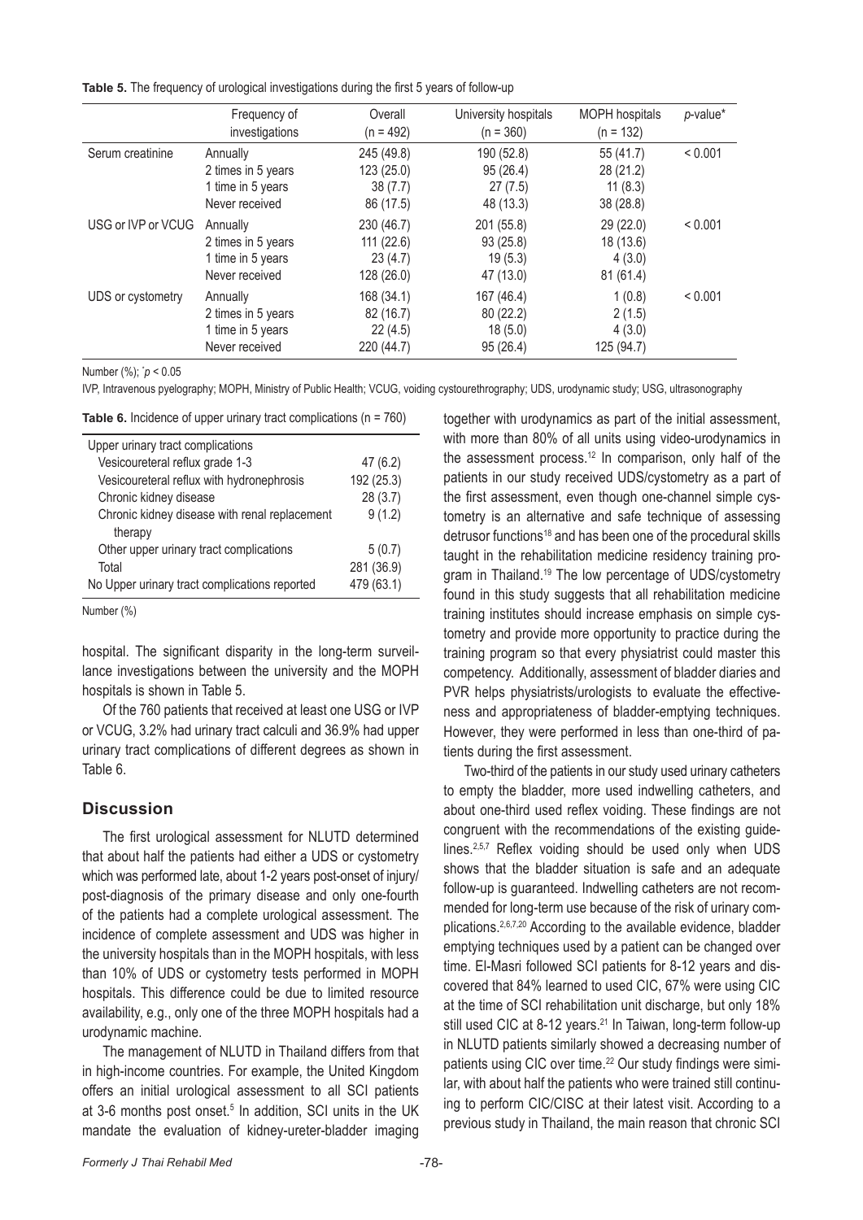**Table 5.** The frequency of urological investigations during the first 5 years of follow-up

| | Frequency of investigations | Overall (n = 492) | University hospitals (n = 360) | MOPH hospitals (n = 132) | *p*-value* |
|---|---|---|---|---|---|
| Serum creatinine | Annually | 245 (49.8) | 190 (52.8) | 55 (41.7) | < 0.001 |
| | 2 times in 5 years | 123 (25.0) | 95 (26.4) | 28 (21.2) | |
| | 1 time in 5 years | 38 (7.7) | 27 (7.5) | 11 (8.3) | |
| | Never received | 86 (17.5) | 48 (13.3) | 38 (28.8) | |
| USG or IVP or VCUG | Annually | 230 (46.7) | 201 (55.8) | 29 (22.0) | < 0.001 |
| | 2 times in 5 years | 111 (22.6) | 93 (25.8) | 18 (13.6) | |
| | 1 time in 5 years | 23 (4.7) | 19 (5.3) | 4 (3.0) | |
| | Never received | 128 (26.0) | 47 (13.0) | 81 (61.4) | |
| UDS or cystometry | Annually | 168 (34.1) | 167 (46.4) | 1 (0.8) | < 0.001 |
| | 2 times in 5 years | 82 (16.7) | 80 (22.2) | 2 (1.5) | |
| | 1 time in 5 years | 22 (4.5) | 18 (5.0) | 4 (3.0) | |
| | Never received | 220 (44.7) | 95 (26.4) | 125 (94.7) | |

Number (%); $^{*}p < 0.05$

IVP, Intravenous pyelography; MOPH, Ministry of Public Health; VCUG, voiding cystourethrography; UDS, urodynamic study; USG, ultrasonography

**Table 6.** Incidence of upper urinary tract complications (n = 760)

| Upper urinary tract complications | |
|---|---|
| Vesicoureteral reflux grade 1-3 | 47 (6.2) |
| Vesicoureteral reflux with hydronephrosis | 192 (25.3) |
| Chronic kidney disease | 28 (3.7) |
| Chronic kidney disease with renal replacement therapy | 9 (1.2) |
| Other upper urinary tract complications | 5 (0.7) |
| Total | 281 (36.9) |
| No Upper urinary tract complications reported | 479 (63.1) |

Number (%)

hospital. The significant disparity in the long-term surveillance investigations between the university and the MOPH hospitals is shown in Table 5.

Of the 760 patients that received at least one USG or IVP or VCUG, 3.2% had urinary tract calculi and 36.9% had upper urinary tract complications of different degrees as shown in Table 6.

## Discussion

The first urological assessment for NLUTD determined that about half the patients had either a UDS or cystometry which was performed late, about 1-2 years post-onset of injury/post-diagnosis of the primary disease and only one-fourth of the patients had a complete urological assessment. The incidence of complete assessment and UDS was higher in the university hospitals than in the MOPH hospitals, with less than 10% of UDS or cystometry tests performed in MOPH hospitals. This difference could be due to limited resource availability, e.g., only one of the three MOPH hospitals had a urodynamic machine.

The management of NLUTD in Thailand differs from that in high-income countries. For example, the United Kingdom offers an initial urological assessment to all SCI patients at 3-6 months post onset.[5] In addition, SCI units in the UK mandate the evaluation of kidney-ureter-bladder imaging together with urodynamics as part of the initial assessment, with more than 80% of all units using video-urodynamics in the assessment process.[12] In comparison, only half of the patients in our study received UDS/cystometry as a part of the first assessment, even though one-channel simple cystometry is an alternative and safe technique of assessing detrusor functions[18] and has been one of the procedural skills taught in the rehabilitation medicine residency training program in Thailand.[19] The low percentage of UDS/cystometry found in this study suggests that all rehabilitation medicine training institutes should increase emphasis on simple cystometry and provide more opportunity to practice during the training program so that every physiatrist could master this competency. Additionally, assessment of bladder diaries and PVR helps physiatrists/urologists to evaluate the effectiveness and appropriateness of bladder-emptying techniques. However, they were performed in less than one-third of patients during the first assessment.

Two-third of the patients in our study used urinary catheters to empty the bladder, more used indwelling catheters, and about one-third used reflex voiding. These findings are not congruent with the recommendations of the existing guidelines.[2,5,7] Reflex voiding should be used only when UDS shows that the bladder situation is safe and an adequate follow-up is guaranteed. Indwelling catheters are not recommended for long-term use because of the risk of urinary complications.[2,6,7,20] According to the available evidence, bladder emptying techniques used by a patient can be changed over time. El-Masri followed SCI patients for 8-12 years and discovered that 84% learned to used CIC, 67% were using CIC at the time of SCI rehabilitation unit discharge, but only 18% still used CIC at 8-12 years.[21] In Taiwan, long-term follow-up in NLUTD patients similarly showed a decreasing number of patients using CIC over time.[22] Our study findings were similar, with about half the patients who were trained still continuing to perform CIC/CISC at their latest visit. According to a previous study in Thailand, the main reason that chronic SCI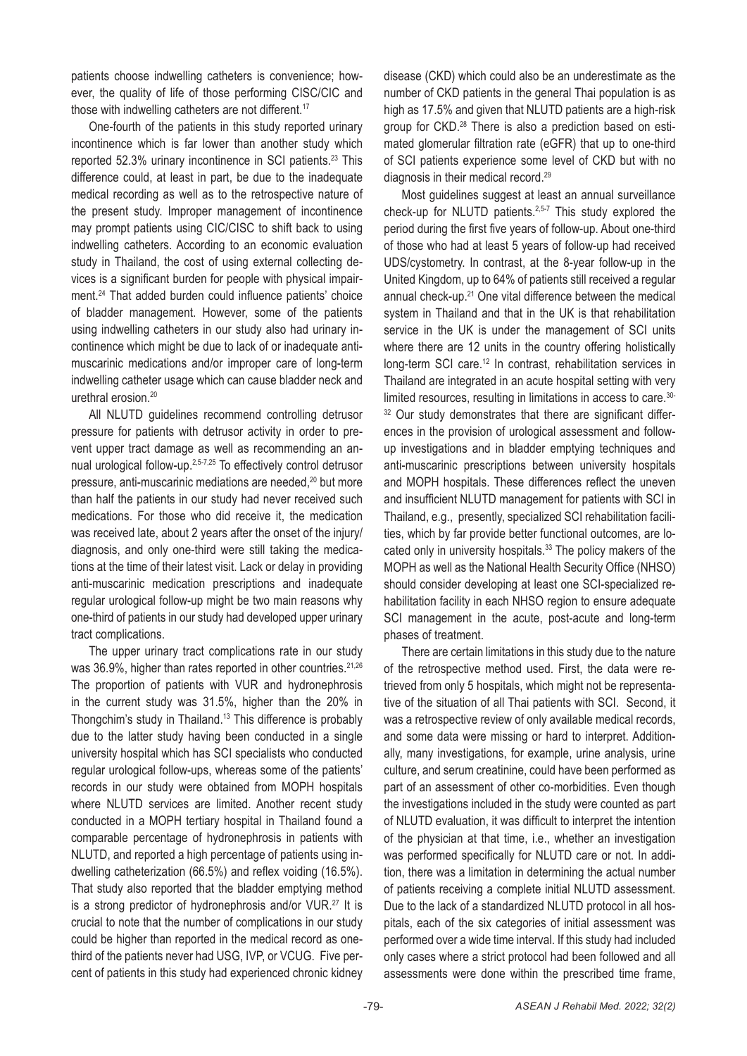patients choose indwelling catheters is convenience; however, the quality of life of those performing CISC/CIC and those with indwelling catheters are not different.[17]

One-fourth of the patients in this study reported urinary incontinence which is far lower than another study which reported 52.3% urinary incontinence in SCI patients.[23] This difference could, at least in part, be due to the inadequate medical recording as well as to the retrospective nature of the present study. Improper management of incontinence may prompt patients using CIC/CISC to shift back to using indwelling catheters. According to an economic evaluation study in Thailand, the cost of using external collecting devices is a significant burden for people with physical impairment.[24] That added burden could influence patients' choice of bladder management. However, some of the patients using indwelling catheters in our study also had urinary incontinence which might be due to lack of or inadequate antimuscarinic medications and/or improper care of long-term indwelling catheter usage which can cause bladder neck and urethral erosion.[20]

All NLUTD guidelines recommend controlling detrusor pressure for patients with detrusor activity in order to prevent upper tract damage as well as recommending an annual urological follow-up.[2,5-7,25] To effectively control detrusor pressure, anti-muscarinic mediations are needed,[20] but more than half the patients in our study had never received such medications. For those who did receive it, the medication was received late, about 2 years after the onset of the injury/diagnosis, and only one-third were still taking the medications at the time of their latest visit. Lack or delay in providing anti-muscarinic medication prescriptions and inadequate regular urological follow-up might be two main reasons why one-third of patients in our study had developed upper urinary tract complications.

The upper urinary tract complications rate in our study was 36.9%, higher than rates reported in other countries.[21,26] The proportion of patients with VUR and hydronephrosis in the current study was 31.5%, higher than the 20% in Thongchim's study in Thailand.[13] This difference is probably due to the latter study having been conducted in a single university hospital which has SCI specialists who conducted regular urological follow-ups, whereas some of the patients' records in our study were obtained from MOPH hospitals where NLUTD services are limited. Another recent study conducted in a MOPH tertiary hospital in Thailand found a comparable percentage of hydronephrosis in patients with NLUTD, and reported a high percentage of patients using indwelling catheterization (66.5%) and reflex voiding (16.5%). That study also reported that the bladder emptying method is a strong predictor of hydronephrosis and/or VUR.[27] It is crucial to note that the number of complications in our study could be higher than reported in the medical record as one-third of the patients never had USG, IVP, or VCUG. Five percent of patients in this study had experienced chronic kidney disease (CKD) which could also be an underestimate as the number of CKD patients in the general Thai population is as high as 17.5% and given that NLUTD patients are a high-risk group for CKD.[28] There is also a prediction based on estimated glomerular filtration rate (eGFR) that up to one-third of SCI patients experience some level of CKD but with no diagnosis in their medical record.[29]

Most guidelines suggest at least an annual surveillance check-up for NLUTD patients.[2,5-7] This study explored the period during the first five years of follow-up. About one-third of those who had at least 5 years of follow-up had received UDS/cystometry. In contrast, at the 8-year follow-up in the United Kingdom, up to 64% of patients still received a regular annual check-up.[21] One vital difference between the medical system in Thailand and that in the UK is that rehabilitation service in the UK is under the management of SCI units where there are 12 units in the country offering holistically long-term SCI care.[12] In contrast, rehabilitation services in Thailand are integrated in an acute hospital setting with very limited resources, resulting in limitations in access to care.[30-32] Our study demonstrates that there are significant differences in the provision of urological assessment and follow-up investigations and in bladder emptying techniques and anti-muscarinic prescriptions between university hospitals and MOPH hospitals. These differences reflect the uneven and insufficient NLUTD management for patients with SCI in Thailand, e.g., presently, specialized SCI rehabilitation facilities, which by far provide better functional outcomes, are located only in university hospitals.[33] The policy makers of the MOPH as well as the National Health Security Office (NHSO) should consider developing at least one SCI-specialized rehabilitation facility in each NHSO region to ensure adequate SCI management in the acute, post-acute and long-term phases of treatment.

There are certain limitations in this study due to the nature of the retrospective method used. First, the data were retrieved from only 5 hospitals, which might not be representative of the situation of all Thai patients with SCI. Second, it was a retrospective review of only available medical records, and some data were missing or hard to interpret. Additionally, many investigations, for example, urine analysis, urine culture, and serum creatinine, could have been performed as part of an assessment of other co-morbidities. Even though the investigations included in the study were counted as part of NLUTD evaluation, it was difficult to interpret the intention of the physician at that time, i.e., whether an investigation was performed specifically for NLUTD care or not. In addition, there was a limitation in determining the actual number of patients receiving a complete initial NLUTD assessment. Due to the lack of a standardized NLUTD protocol in all hospitals, each of the six categories of initial assessment was performed over a wide time interval. If this study had included only cases where a strict protocol had been followed and all assessments were done within the prescribed time frame,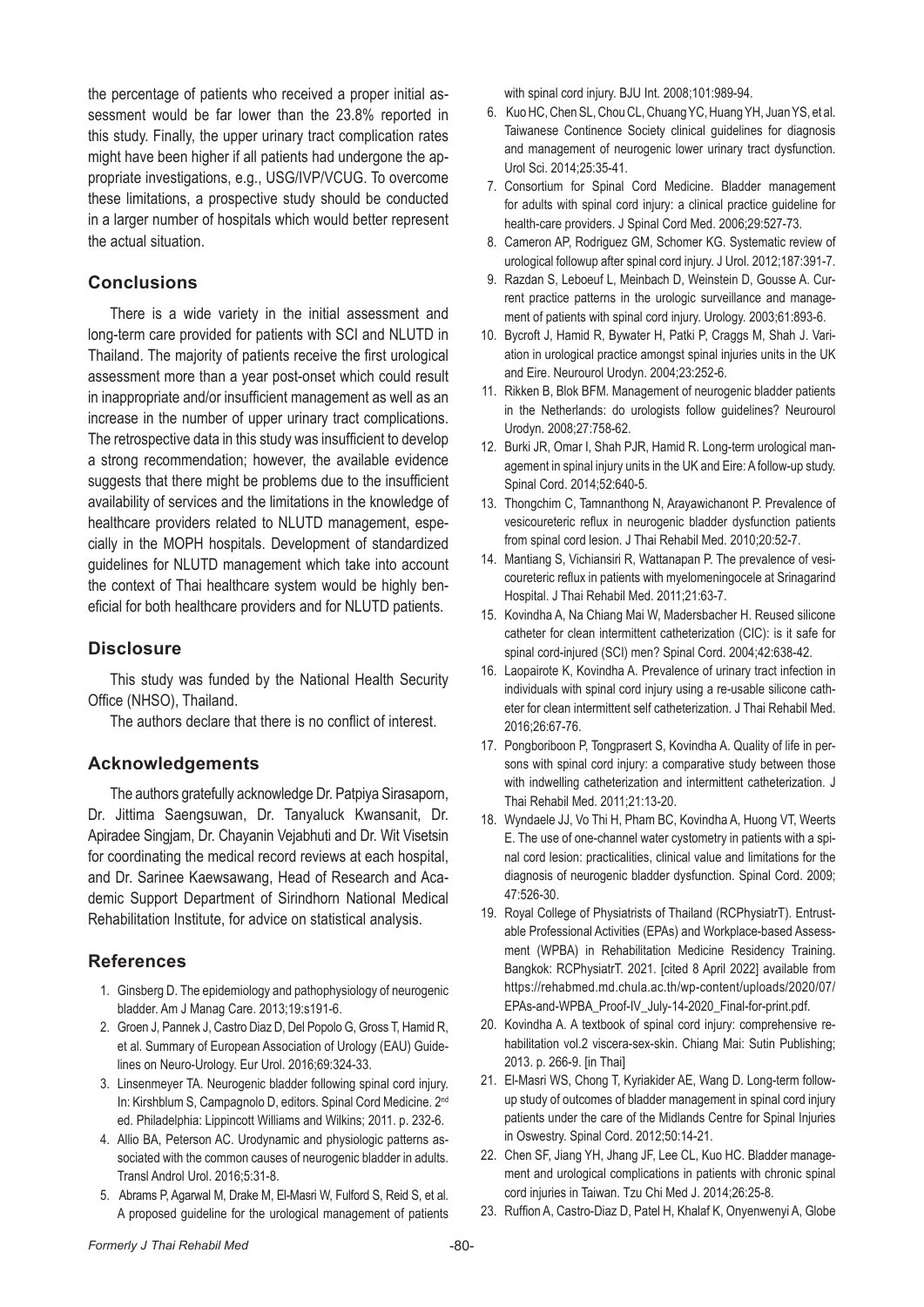the percentage of patients who received a proper initial assessment would be far lower than the 23.8% reported in this study. Finally, the upper urinary tract complication rates might have been higher if all patients had undergone the appropriate investigations, e.g., USG/IVP/VCUG. To overcome these limitations, a prospective study should be conducted in a larger number of hospitals which would better represent the actual situation.

## Conclusions

There is a wide variety in the initial assessment and long-term care provided for patients with SCI and NLUTD in Thailand. The majority of patients receive the first urological assessment more than a year post-onset which could result in inappropriate and/or insufficient management as well as an increase in the number of upper urinary tract complications. The retrospective data in this study was insufficient to develop a strong recommendation; however, the available evidence suggests that there might be problems due to the insufficient availability of services and the limitations in the knowledge of healthcare providers related to NLUTD management, especially in the MOPH hospitals. Development of standardized guidelines for NLUTD management which take into account the context of Thai healthcare system would be highly beneficial for both healthcare providers and for NLUTD patients.

## Disclosure

This study was funded by the National Health Security Office (NHSO), Thailand.

The authors declare that there is no conflict of interest.

## Acknowledgements

The authors gratefully acknowledge Dr. Patpiya Sirasaporn, Dr. Jittima Saengsuwan, Dr. Tanyaluck Kwansanit, Dr. Apiradee Singjam, Dr. Chayanin Vejabhuti and Dr. Wit Visetsin for coordinating the medical record reviews at each hospital, and Dr. Sarinee Kaewsawang, Head of Research and Academic Support Department of Sirindhorn National Medical Rehabilitation Institute, for advice on statistical analysis.

## References

1. Ginsberg D. The epidemiology and pathophysiology of neurogenic bladder. Am J Manag Care. 2013;19:s191-6.
2. Groen J, Pannek J, Castro Diaz D, Del Popolo G, Gross T, Hamid R, et al. Summary of European Association of Urology (EAU) Guidelines on Neuro-Urology. Eur Urol. 2016;69:324-33.
3. Linsenmeyer TA. Neurogenic bladder following spinal cord injury. In: Kirshblum S, Campagnolo D, editors. Spinal Cord Medicine. 2nd ed. Philadelphia: Lippincott Williams and Wilkins; 2011. p. 232-6.
4. Allio BA, Peterson AC. Urodynamic and physiologic patterns associated with the common causes of neurogenic bladder in adults. Transl Androl Urol. 2016;5:31-8.
5. Abrams P, Agarwal M, Drake M, El-Masri W, Fulford S, Reid S, et al. A proposed guideline for the urological management of patients with spinal cord injury. BJU Int. 2008;101:989-94.
6. Kuo HC, Chen SL, Chou CL, Chuang YC, Huang YH, Juan YS, et al. Taiwanese Continence Society clinical guidelines for diagnosis and management of neurogenic lower urinary tract dysfunction. Urol Sci. 2014;25:35-41.
7. Consortium for Spinal Cord Medicine. Bladder management for adults with spinal cord injury: a clinical practice guideline for health-care providers. J Spinal Cord Med. 2006;29:527-73.
8. Cameron AP, Rodriguez GM, Schomer KG. Systematic review of urological followup after spinal cord injury. J Urol. 2012;187:391-7.
9. Razdan S, Leboeuf L, Meinbach D, Weinstein D, Gousse A. Current practice patterns in the urologic surveillance and management of patients with spinal cord injury. Urology. 2003;61:893-6.
10. Bycroft J, Hamid R, Bywater H, Patki P, Craggs M, Shah J. Variation in urological practice amongst spinal injuries units in the UK and Eire. Neurourol Urodyn. 2004;23:252-6.
11. Rikken B, Blok BFM. Management of neurogenic bladder patients in the Netherlands: do urologists follow guidelines? Neurourol Urodyn. 2008;27:758-62.
12. Burki JR, Omar I, Shah PJR, Hamid R. Long-term urological management in spinal injury units in the UK and Eire: A follow-up study. Spinal Cord. 2014;52:640-5.
13. Thongchim C, Tamnanthong N, Arayawichanont P. Prevalence of vesicoureteric reflux in neurogenic bladder dysfunction patients from spinal cord lesion. J Thai Rehabil Med. 2010;20:52-7.
14. Mantiang S, Vichiansiri R, Wattanapan P. The prevalence of vesicoureteric reflux in patients with myelomeningocele at Srinagarind Hospital. J Thai Rehabil Med. 2011;21:63-7.
15. Kovindha A, Na Chiang Mai W, Madersbacher H. Reused silicone catheter for clean intermittent catheterization (CIC): is it safe for spinal cord-injured (SCI) men? Spinal Cord. 2004;42:638-42.
16. Laopairote K, Kovindha A. Prevalence of urinary tract infection in individuals with spinal cord injury using a re-usable silicone catheter for clean intermittent self catheterization. J Thai Rehabil Med. 2016;26:67-76.
17. Pongboriboon P, Tongprasert S, Kovindha A. Quality of life in persons with spinal cord injury: a comparative study between those with indwelling catheterization and intermittent catheterization. J Thai Rehabil Med. 2011;21:13-20.
18. Wyndaele JJ, Vo Thi H, Pham BC, Kovindha A, Huong VT, Weerts E. The use of one-channel water cystometry in patients with a spinal cord lesion: practicalities, clinical value and limitations for the diagnosis of neurogenic bladder dysfunction. Spinal Cord. 2009; 47:526-30.
19. Royal College of Physiatrists of Thailand (RCPhysiatrT). Entrustable Professional Activities (EPAs) and Workplace-based Assessment (WPBA) in Rehabilitation Medicine Residency Training. Bangkok: RCPhysiatrT. 2021. [cited 8 April 2022] available from https://rehabmed.md.chula.ac.th/wp-content/uploads/2020/07/EPAs-and-WPBA_Proof-IV_July-14-2020_Final-for-print.pdf.
20. Kovindha A. A textbook of spinal cord injury: comprehensive rehabilitation vol.2 viscera-sex-skin. Chiang Mai: Sutin Publishing; 2013. p. 266-9. [in Thai]
21. El-Masri WS, Chong T, Kyriakider AE, Wang D. Long-term follow-up study of outcomes of bladder management in spinal cord injury patients under the care of the Midlands Centre for Spinal Injuries in Oswestry. Spinal Cord. 2012;50:14-21.
22. Chen SF, Jiang YH, Jhang JF, Lee CL, Kuo HC. Bladder management and urological complications in patients with chronic spinal cord injuries in Taiwan. Tzu Chi Med J. 2014;26:25-8.
23. Ruffion A, Castro-Diaz D, Patel H, Khalaf K, Onyenwenyi A, Globe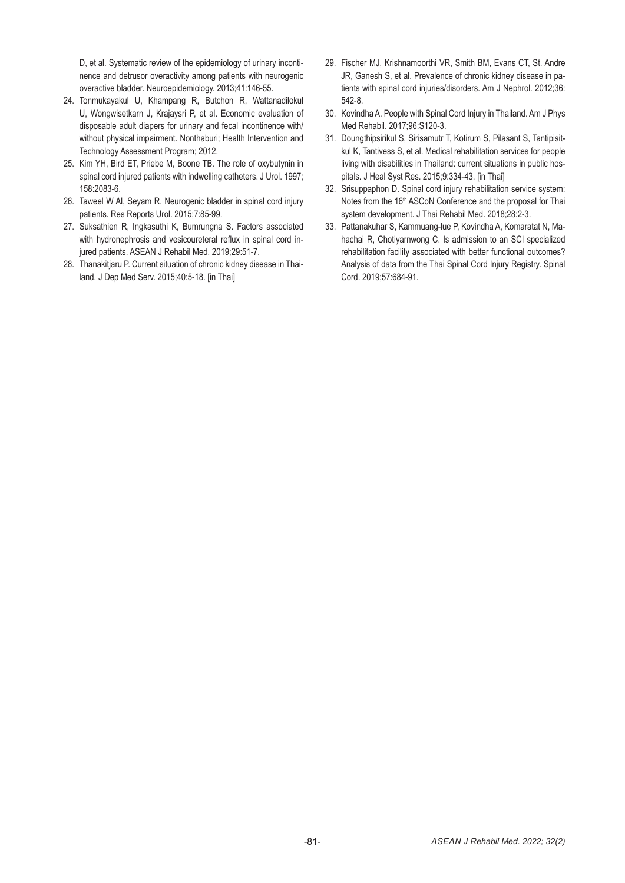D, et al. Systematic review of the epidemiology of urinary incontinence and detrusor overactivity among patients with neurogenic overactive bladder. Neuroepidemiology. 2013;41:146-55.

24. Tonmukayakul U, Khampang R, Butchon R, Wattanadilokul U, Wongwisetkarn J, Krajaysri P, et al. Economic evaluation of disposable adult diapers for urinary and fecal incontinence with/without physical impairment. Nonthaburi; Health Intervention and Technology Assessment Program; 2012.
25. Kim YH, Bird ET, Priebe M, Boone TB. The role of oxybutynin in spinal cord injured patients with indwelling catheters. J Urol. 1997; 158:2083-6.
26. Taweel W Al, Seyam R. Neurogenic bladder in spinal cord injury patients. Res Reports Urol. 2015;7:85-99.
27. Suksathien R, Ingkasuthi K, Bumrungna S. Factors associated with hydronephrosis and vesicoureteral reflux in spinal cord injured patients. ASEAN J Rehabil Med. 2019;29:51-7.
28. Thanakitjaru P. Current situation of chronic kidney disease in Thailand. J Dep Med Serv. 2015;40:5-18. [in Thai]
29. Fischer MJ, Krishnamoorthi VR, Smith BM, Evans CT, St. Andre JR, Ganesh S, et al. Prevalence of chronic kidney disease in patients with spinal cord injuries/disorders. Am J Nephrol. 2012;36: 542-8.
30. Kovindha A. People with Spinal Cord Injury in Thailand. Am J Phys Med Rehabil. 2017;96:S120-3.
31. Doungthipsirikul S, Sirisamutr T, Kotirum S, Pilasant S, Tantipisitkul K, Tantivess S, et al. Medical rehabilitation services for people living with disabilities in Thailand: current situations in public hospitals. J Heal Syst Res. 2015;9:334-43. [in Thai]
32. Srisuppaphon D. Spinal cord injury rehabilitation service system: Notes from the 16th ASCoN Conference and the proposal for Thai system development. J Thai Rehabil Med. 2018;28:2-3.
33. Pattanakuhar S, Kammuang-lue P, Kovindha A, Komaratat N, Mahachai R, Chotiyarnwong C. Is admission to an SCI specialized rehabilitation facility associated with better functional outcomes? Analysis of data from the Thai Spinal Cord Injury Registry. Spinal Cord. 2019;57:684-91.